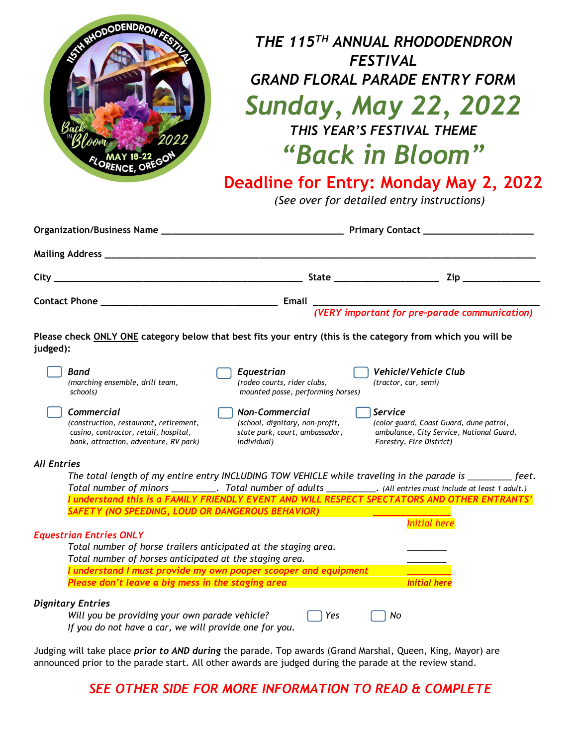# THE 115TH ANNUAL RHODODENDRON FESTIVAL

## GRAND FLORAL PARADE ENTRY FORM

## Sunday, May 22, 2022

THIS YEAR'S FESTIVAL THEME

## "Back in Bloom"

**Deadline for Entry: Monday May 2, 2022**

*(See over for detailed entry instructions)*

**Organization/Business Name** ___________________________________ **Primary Contact** ____________________

**Mailing Address** ___________________________________________________________________________

**City** ______________________________________________ **State** ____________________ **Zip** ______________

**Contact Phone** __________________________________ **Email** ____________________________________________
*(VERY important for pre-parade communication)*

**Please check ONLY ONE category below that best fits your entry (this is the category from which you will be judged):**

- ☐ ***Band*** *(marching ensemble, drill team, schools)*
- ☐ ***Equestrian*** *(rodeo courts, rider clubs, mounted posse, performing horses)*
- ☐ ***Vehicle/Vehicle Club*** *(tractor, car, semi)*
- ☐ ***Commercial*** *(construction, restaurant, retirement, casino, contractor, retail, hospital, bank, attraction, adventure, RV park)*
- ☐ ***Non-Commercial*** *(school, dignitary, non-profit, state park, court, ambassador, Individual)*
- ☐ ***Service*** *(color guard, Coast Guard, dune patrol, ambulance, City Service, National Guard, Forestry, Fire District)*

### *All Entries*

*The total length of my entire entry INCLUDING TOW VEHICLE while traveling in the parade is _________ feet.*
*Total number of minors _________. Total number of adults __________. (All entries must include at least 1 adult.)*

*I understand this is a FAMILY FRIENDLY EVENT AND WILL RESPECT SPECTATORS AND OTHER ENTRANTS' SAFETY (NO SPEEDING, LOUD OR DANGEROUS BEHAVIOR)* _______________
*Initial here*

### *Equestrian Entries ONLY*

*Total number of horse trailers anticipated at the staging area.* ________
*Total number of horses anticipated at the staging area.* ________
*I understand I must provide my own pooper scooper and equipment*
*Please don't leave a big mess in the staging area* ________
*Initial here*

### *Dignitary Entries*

*Will you be providing your own parade vehicle?* ☐ *Yes* ☐ *No*
*If you do not have a car, we will provide one for you.*

Judging will take place ***prior to AND during*** the parade. Top awards (Grand Marshal, Queen, King, Mayor) are announced prior to the parade start. All other awards are judged during the parade at the review stand.

***SEE OTHER SIDE FOR MORE INFORMATION TO READ & COMPLETE***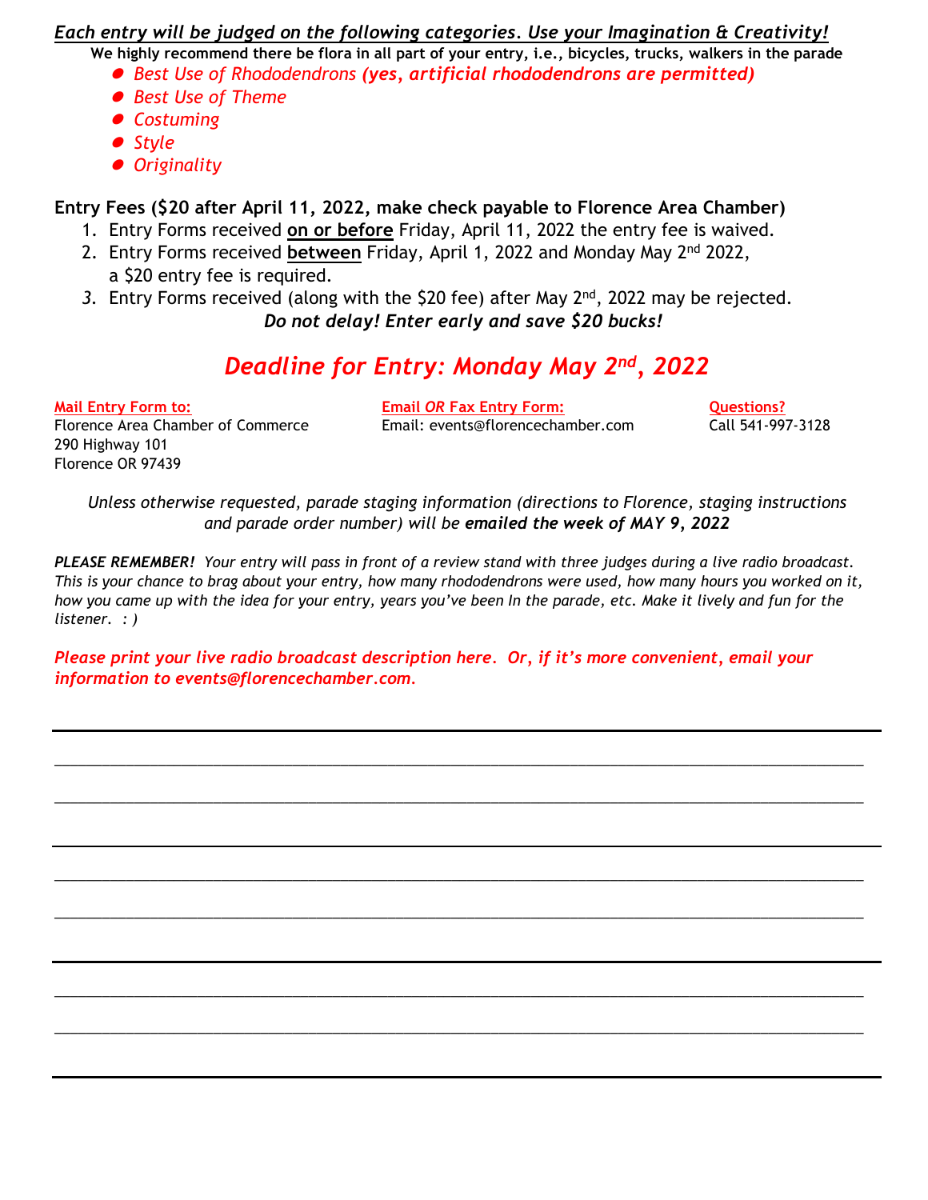***Each entry will be judged on the following categories. Use your Imagination & Creativity!***

**We highly recommend there be flora in all part of your entry, i.e., bicycles, trucks, walkers in the parade**

- *Best Use of Rhododendrons **(yes, artificial rhododendrons are permitted)***
- *Best Use of Theme*
- *Costuming*
- *Style*
- *Originality*

**Entry Fees ($20 after April 11, 2022, make check payable to Florence Area Chamber)**

1. Entry Forms received **on or before** Friday, April 11, 2022 the entry fee is waived.
2. Entry Forms received **between** Friday, April 1, 2022 and Monday May 2nd 2022, a $20 entry fee is required.
3. Entry Forms received (along with the $20 fee) after May 2nd, 2022 may be rejected.

***Do not delay! Enter early and save $20 bucks!***

## *Deadline for Entry: Monday May 2nd, 2022*

**Mail Entry Form to:**
Florence Area Chamber of Commerce
290 Highway 101
Florence OR 97439

**Email *OR* Fax Entry Form:**
Email: events@florencechamber.com

**Questions?**
Call 541-997-3128

*Unless otherwise requested, parade staging information (directions to Florence, staging instructions and parade order number) will be **emailed the week of MAY 9, 2022***

***PLEASE REMEMBER!*** *Your entry will pass in front of a review stand with three judges during a live radio broadcast. This is your chance to brag about your entry, how many rhododendrons were used, how many hours you worked on it, how you came up with the idea for your entry, years you've been In the parade, etc. Make it lively and fun for the listener. : )*

***Please print your live radio broadcast description here. Or, if it's more convenient, email your information to events@florencechamber.com.***

\_\_\_\_\_\_\_\_\_\_\_\_\_\_\_\_\_\_\_\_\_\_\_\_\_\_\_\_\_\_\_\_\_\_\_\_\_\_\_\_\_\_\_\_\_\_\_\_\_\_\_\_\_\_\_\_\_\_\_\_\_\_\_\_\_\_\_\_\_\_\_\_\_\_\_\_

\_\_\_\_\_\_\_\_\_\_\_\_\_\_\_\_\_\_\_\_\_\_\_\_\_\_\_\_\_\_\_\_\_\_\_\_\_\_\_\_\_\_\_\_\_\_\_\_\_\_\_\_\_\_\_\_\_\_\_\_\_\_\_\_\_\_\_\_\_\_\_\_\_\_\_\_

\_\_\_\_\_\_\_\_\_\_\_\_\_\_\_\_\_\_\_\_\_\_\_\_\_\_\_\_\_\_\_\_\_\_\_\_\_\_\_\_\_\_\_\_\_\_\_\_\_\_\_\_\_\_\_\_\_\_\_\_\_\_\_\_\_\_\_\_\_\_\_\_\_\_\_\_

\_\_\_\_\_\_\_\_\_\_\_\_\_\_\_\_\_\_\_\_\_\_\_\_\_\_\_\_\_\_\_\_\_\_\_\_\_\_\_\_\_\_\_\_\_\_\_\_\_\_\_\_\_\_\_\_\_\_\_\_\_\_\_\_\_\_\_\_\_\_\_\_\_\_\_\_

\_\_\_\_\_\_\_\_\_\_\_\_\_\_\_\_\_\_\_\_\_\_\_\_\_\_\_\_\_\_\_\_\_\_\_\_\_\_\_\_\_\_\_\_\_\_\_\_\_\_\_\_\_\_\_\_\_\_\_\_\_\_\_\_\_\_\_\_\_\_\_\_\_\_\_\_

\_\_\_\_\_\_\_\_\_\_\_\_\_\_\_\_\_\_\_\_\_\_\_\_\_\_\_\_\_\_\_\_\_\_\_\_\_\_\_\_\_\_\_\_\_\_\_\_\_\_\_\_\_\_\_\_\_\_\_\_\_\_\_\_\_\_\_\_\_\_\_\_\_\_\_\_